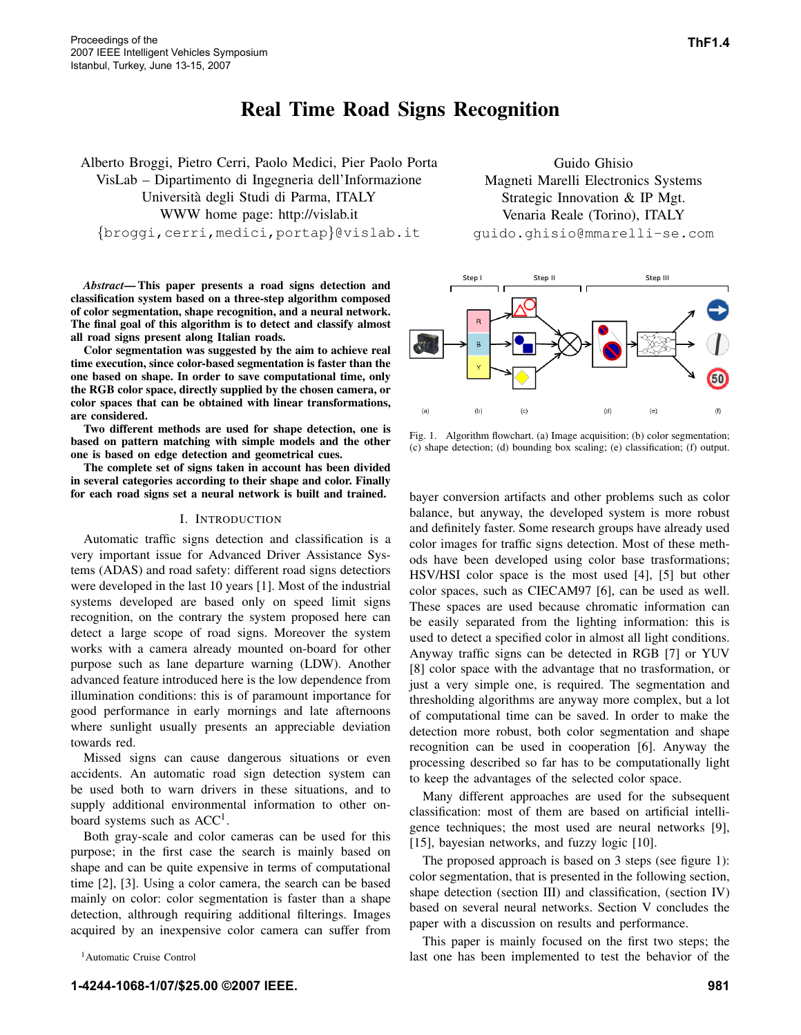# Real Time Road Signs Recognition

Alberto Broggi, Pietro Cerri, Paolo Medici, Pier Paolo Porta
VisLab – Dipartimento di Ingegneria dell'Informazione
Università degli Studi di Parma, ITALY
WWW home page: http://vislab.it
{broggi,cerri,medici,portap}@vislab.it

Guido Ghisio
Magneti Marelli Electronics Systems
Strategic Innovation & IP Mgt.
Venaria Reale (Torino), ITALY
guido.ghisio@mmarelli-se.com

***Abstract*— This paper presents a road signs detection and classification system based on a three-step algorithm composed of color segmentation, shape recognition, and a neural network. The final goal of this algorithm is to detect and classify almost all road signs present along Italian roads.**

**Color segmentation was suggested by the aim to achieve real time execution, since color-based segmentation is faster than the one based on shape. In order to save computational time, only the RGB color space, directly supplied by the chosen camera, or color spaces that can be obtained with linear transformations, are considered.**

**Two different methods are used for shape detection, one is based on pattern matching with simple models and the other one is based on edge detection and geometrical cues.**

**The complete set of signs taken in account has been divided in several categories according to their shape and color. Finally for each road signs set a neural network is built and trained.**

## I. Introduction

Automatic traffic signs detection and classification is a very important issue for Advanced Driver Assistance Systems (ADAS) and road safety: different road signs detectors were developed in the last 10 years [1]. Most of the industrial systems developed are based only on speed limit signs recognition, on the contrary the system proposed here can detect a large scope of road signs. Moreover the system works with a camera already mounted on-board for other purpose such as lane departure warning (LDW). Another advanced feature introduced here is the low dependence from illumination conditions: this is of paramount importance for good performance in early mornings and late afternoons where sunlight usually presents an appreciable deviation towards red.

Missed signs can cause dangerous situations or even accidents. An automatic road sign detection system can be used both to warn drivers in these situations, and to supply additional environmental information to other on-board systems such as ACC[1].

Both gray-scale and color cameras can be used for this purpose; in the first case the search is mainly based on shape and can be quite expensive in terms of computational time [2], [3]. Using a color camera, the search can be based mainly on color: color segmentation is faster than a shape detection, althrough requiring additional filterings. Images acquired by an inexpensive color camera can suffer from bayer conversion artifacts and other problems such as color balance, but anyway, the developed system is more robust and definitely faster. Some research groups have already used color images for traffic signs detection. Most of these methods have been developed using color base trasformations; HSV/HSI color space is the most used [4], [5] but other color spaces, such as CIECAM97 [6], can be used as well. These spaces are used because chromatic information can be easily separated from the lighting information: this is used to detect a specified color in almost all light conditions. Anyway traffic signs can be detected in RGB [7] or YUV [8] color space with the advantage that no trasformation, or just a very simple one, is required. The segmentation and thresholding algorithms are anyway more complex, but a lot of computational time can be saved. In order to make the detection more robust, both color segmentation and shape recognition can be used in cooperation [6]. Anyway the processing described so far has to be computationally light to keep the advantages of the selected color space.

Many different approaches are used for the subsequent classification: most of them are based on artificial intelligence techniques; the most used are neural networks [9], [15], bayesian networks, and fuzzy logic [10].

The proposed approach is based on 3 steps (see figure 1): color segmentation, that is presented in the following section, shape detection (section III) and classification, (section IV) based on several neural networks. Section V concludes the paper with a discussion on results and performance.

This paper is mainly focused on the first two steps; the last one has been implemented to test the behavior of the

Step I
Step II
Step III
R
B
Y
50
(a) (b) (c) (d) (e) (f)

Fig. 1. Algorithm flowchart. (a) Image acquisition; (b) color segmentation; (c) shape detection; (d) bounding box scaling; (e) classification; (f) output.

[1]Automatic Cruise Control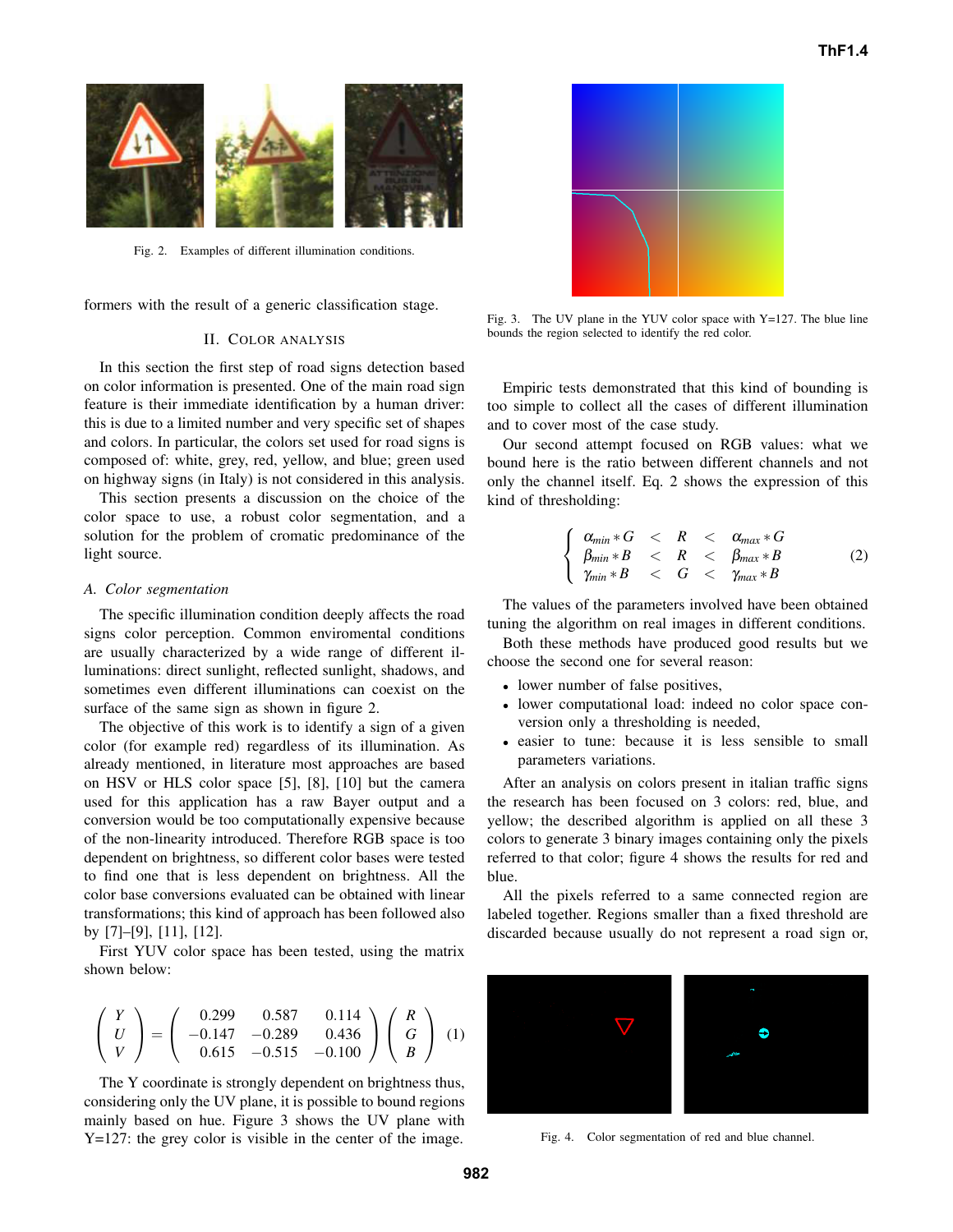Fig. 2. Examples of different illumination conditions.

formers with the result of a generic classification stage.

## II. Color Analysis

In this section the first step of road signs detection based on color information is presented. One of the main road sign feature is their immediate identification by a human driver: this is due to a limited number and very specific set of shapes and colors. In particular, the colors set used for road signs is composed of: white, grey, red, yellow, and blue; green used on highway signs (in Italy) is not considered in this analysis.

This section presents a discussion on the choice of the color space to use, a robust color segmentation, and a solution for the problem of cromatic predominance of the light source.

### A. Color segmentation

The specific illumination condition deeply affects the road signs color perception. Common enviromental conditions are usually characterized by a wide range of different illuminations: direct sunlight, reflected sunlight, shadows, and sometimes even different illuminations can coexist on the surface of the same sign as shown in figure 2.

The objective of this work is to identify a sign of a given color (for example red) regardless of its illumination. As already mentioned, in literature most approaches are based on HSV or HLS color space [5], [8], [10] but the camera used for this application has a raw Bayer output and a conversion would be too computationally expensive because of the non-linearity introduced. Therefore RGB space is too dependent on brightness, so different color bases were tested to find one that is less dependent on brightness. All the color base conversions evaluated can be obtained with linear transformations; this kind of approach has been followed also by [7]–[9], [11], [12].

First YUV color space has been tested, using the matrix shown below:

$$\begin{pmatrix} Y \\ U \\ V \end{pmatrix} = \begin{pmatrix} 0.299 & 0.587 & 0.114 \\ -0.147 & -0.289 & 0.436 \\ 0.615 & -0.515 & -0.100 \end{pmatrix} \begin{pmatrix} R \\ G \\ B \end{pmatrix} \quad (1)$$

The Y coordinate is strongly dependent on brightness thus, considering only the UV plane, it is possible to bound regions mainly based on hue. Figure 3 shows the UV plane with Y=127: the grey color is visible in the center of the image.

Fig. 3. The UV plane in the YUV color space with Y=127. The blue line bounds the region selected to identify the red color.

Empiric tests demonstrated that this kind of bounding is too simple to collect all the cases of different illumination and to cover most of the case study.

Our second attempt focused on RGB values: what we bound here is the ratio between different channels and not only the channel itself. Eq. 2 shows the expression of this kind of thresholding:

$$\begin{cases} \alpha_{min} * G < R < \alpha_{max} * G \\ \beta_{min} * B < R < \beta_{max} * B \\ \gamma_{min} * B < G < \gamma_{max} * B \end{cases} \quad (2)$$

The values of the parameters involved have been obtained tuning the algorithm on real images in different conditions.

Both these methods have produced good results but we choose the second one for several reason:

- lower number of false positives,
- lower computational load: indeed no color space conversion only a thresholding is needed,
- easier to tune: because it is less sensible to small parameters variations.

After an analysis on colors present in italian traffic signs the research has been focused on 3 colors: red, blue, and yellow; the described algorithm is applied on all these 3 colors to generate 3 binary images containing only the pixels referred to that color; figure 4 shows the results for red and blue.

All the pixels referred to a same connected region are labeled together. Regions smaller than a fixed threshold are discarded because usually do not represent a road sign or,

Fig. 4. Color segmentation of red and blue channel.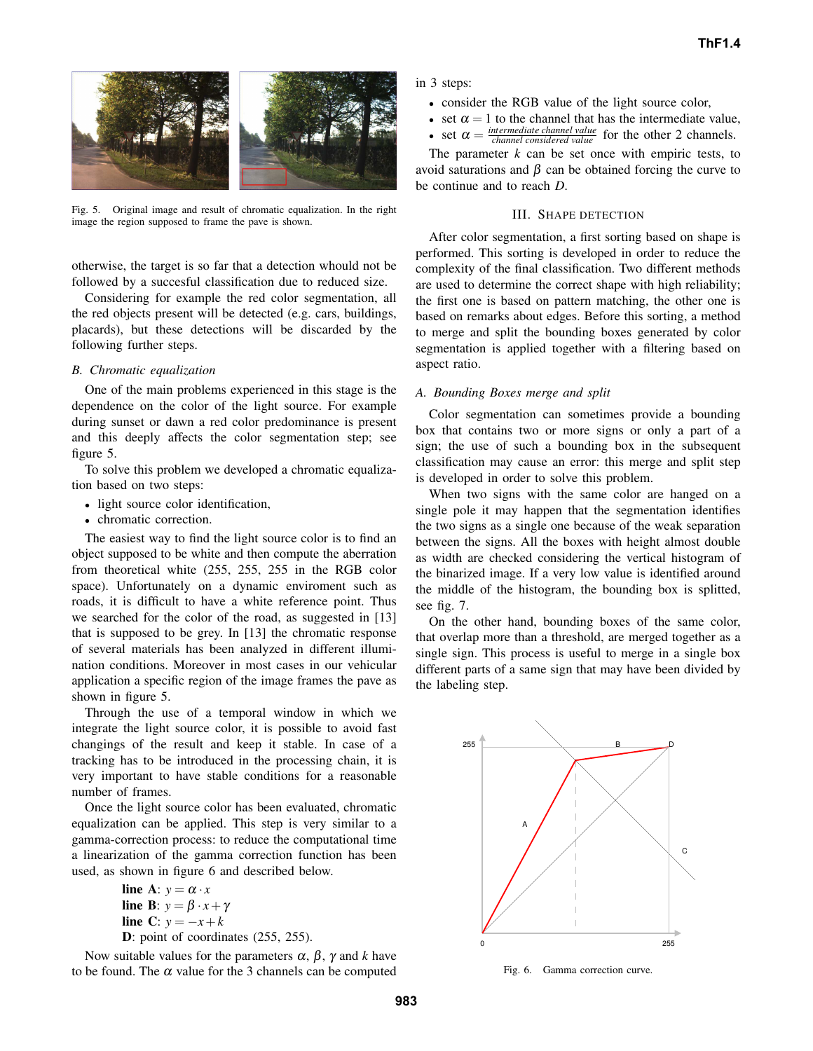Fig. 5. Original image and result of chromatic equalization. In the right image the region supposed to frame the pave is shown.

otherwise, the target is so far that a detection whould not be followed by a succesful classification due to reduced size.

Considering for example the red color segmentation, all the red objects present will be detected (e.g. cars, buildings, placards), but these detections will be discarded by the following further steps.

### B. Chromatic equalization

One of the main problems experienced in this stage is the dependence on the color of the light source. For example during sunset or dawn a red color predominance is present and this deeply affects the color segmentation step; see figure 5.

To solve this problem we developed a chromatic equalization based on two steps:

- light source color identification,
- chromatic correction.

The easiest way to find the light source color is to find an object supposed to be white and then compute the aberration from theoretical white (255, 255, 255 in the RGB color space). Unfortunately on a dynamic enviroment such as roads, it is difficult to have a white reference point. Thus we searched for the color of the road, as suggested in [13] that is supposed to be grey. In [13] the chromatic response of several materials has been analyzed in different illumination conditions. Moreover in most cases in our vehicular application a specific region of the image frames the pave as shown in figure 5.

Through the use of a temporal window in which we integrate the light source color, it is possible to avoid fast changings of the result and keep it stable. In case of a tracking has to be introduced in the processing chain, it is very important to have stable conditions for a reasonable number of frames.

Once the light source color has been evaluated, chromatic equalization can be applied. This step is very similar to a gamma-correction process: to reduce the computational time a linearization of the gamma correction function has been used, as shown in figure 6 and described below.

**line A**: $y = \alpha \cdot x$
**line B**: $y = \beta \cdot x + \gamma$
**line C**: $y = -x + k$
**D**: point of coordinates (255, 255).

Now suitable values for the parameters $\alpha$, $\beta$, $\gamma$ and $k$ have to be found. The $\alpha$ value for the 3 channels can be computed in 3 steps:

- consider the RGB value of the light source color,
- set $\alpha = 1$ to the channel that has the intermediate value,
- set $\alpha = \frac{\text{intermediate channel value}}{\text{channel considered value}}$ for the other 2 channels.

The parameter $k$ can be set once with empiric tests, to avoid saturations and $\beta$ can be obtained forcing the curve to be continue and to reach $D$.

## III. Shape Detection

After color segmentation, a first sorting based on shape is performed. This sorting is developed in order to reduce the complexity of the final classification. Two different methods are used to determine the correct shape with high reliability; the first one is based on pattern matching, the other one is based on remarks about edges. Before this sorting, a method to merge and split the bounding boxes generated by color segmentation is applied together with a filtering based on aspect ratio.

### A. Bounding Boxes merge and split

Color segmentation can sometimes provide a bounding box that contains two or more signs or only a part of a sign; the use of such a bounding box in the subsequent classification may cause an error: this merge and split step is developed in order to solve this problem.

When two signs with the same color are hanged on a single pole it may happen that the segmentation identifies the two signs as a single one because of the weak separation between the signs. All the boxes with height almost double as width are checked considering the vertical histogram of the binarized image. If a very low value is identified around the middle of the histogram, the bounding box is splitted, see fig. 7.

On the other hand, bounding boxes of the same color, that overlap more than a threshold, are merged together as a single sign. This process is useful to merge in a single box different parts of a same sign that may have been divided by the labeling step.

255
B
D
A
C
0
255

Fig. 6. Gamma correction curve.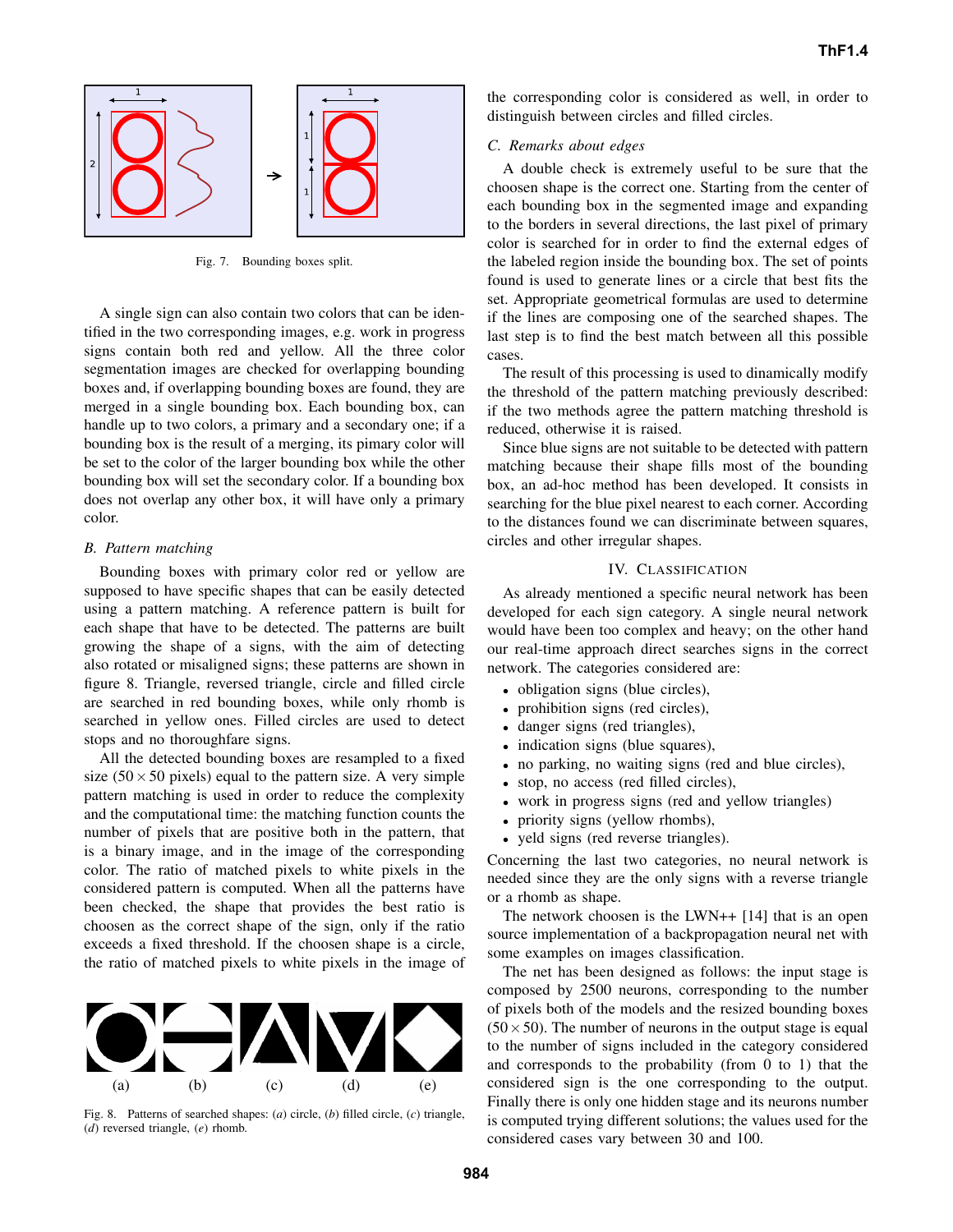1

2

1

1

Fig. 7. Bounding boxes split.

A single sign can also contain two colors that can be identified in the two corresponding images, e.g. work in progress signs contain both red and yellow. All the three color segmentation images are checked for overlapping bounding boxes and, if overlapping bounding boxes are found, they are merged in a single bounding box. Each bounding box, can handle up to two colors, a primary and a secondary one; if a bounding box is the result of a merging, its pimary color will be set to the color of the larger bounding box while the other bounding box will set the secondary color. If a bounding box does not overlap any other box, it will have only a primary color.

### B. Pattern matching

Bounding boxes with primary color red or yellow are supposed to have specific shapes that can be easily detected using a pattern matching. A reference pattern is built for each shape that have to be detected. The patterns are built growing the shape of a signs, with the aim of detecting also rotated or misaligned signs; these patterns are shown in figure 8. Triangle, reversed triangle, circle and filled circle are searched in red bounding boxes, while only rhomb is searched in yellow ones. Filled circles are used to detect stops and no thoroughfare signs.

All the detected bounding boxes are resampled to a fixed size ($50 \times 50$ pixels) equal to the pattern size. A very simple pattern matching is used in order to reduce the complexity and the computational time: the matching function counts the number of pixels that are positive both in the pattern, that is a binary image, and in the image of the corresponding color. The ratio of matched pixels to white pixels in the considered pattern is computed. When all the patterns have been checked, the shape that provides the best ratio is choosen as the correct shape of the sign, only if the ratio exceeds a fixed threshold. If the choosen shape is a circle, the ratio of matched pixels to white pixels in the image of the corresponding color is considered as well, in order to distinguish between circles and filled circles.

(a) (b) (c) (d) (e)

Fig. 8. Patterns of searched shapes: (*a*) circle, (*b*) filled circle, (*c*) triangle, (*d*) reversed triangle, (*e*) rhomb.

### C. Remarks about edges

A double check is extremely useful to be sure that the choosen shape is the correct one. Starting from the center of each bounding box in the segmented image and expanding to the borders in several directions, the last pixel of primary color is searched for in order to find the external edges of the labeled region inside the bounding box. The set of points found is used to generate lines or a circle that best fits the set. Appropriate geometrical formulas are used to determine if the lines are composing one of the searched shapes. The last step is to find the best match between all this possible cases.

The result of this processing is used to dinamically modify the threshold of the pattern matching previously described: if the two methods agree the pattern matching threshold is reduced, otherwise it is raised.

Since blue signs are not suitable to be detected with pattern matching because their shape fills most of the bounding box, an ad-hoc method has been developed. It consists in searching for the blue pixel nearest to each corner. According to the distances found we can discriminate between squares, circles and other irregular shapes.

## IV. Classification

As already mentioned a specific neural network has been developed for each sign category. A single neural network would have been too complex and heavy; on the other hand our real-time approach direct searches signs in the correct network. The categories considered are:

- obligation signs (blue circles),
- prohibition signs (red circles),
- danger signs (red triangles),
- indication signs (blue squares),
- no parking, no waiting signs (red and blue circles),
- stop, no access (red filled circles),
- work in progress signs (red and yellow triangles)
- priority signs (yellow rhombs),
- yeld signs (red reverse triangles).

Concerning the last two categories, no neural network is needed since they are the only signs with a reverse triangle or a rhomb as shape.

The network choosen is the LWN++ [14] that is an open source implementation of a backpropagation neural net with some examples on images classification.

The net has been designed as follows: the input stage is composed by 2500 neurons, corresponding to the number of pixels both of the models and the resized bounding boxes ($50 \times 50$). The number of neurons in the output stage is equal to the number of signs included in the category considered and corresponds to the probability (from 0 to 1) that the considered sign is the one corresponding to the output. Finally there is only one hidden stage and its neurons number is computed trying different solutions; the values used for the considered cases vary between 30 and 100.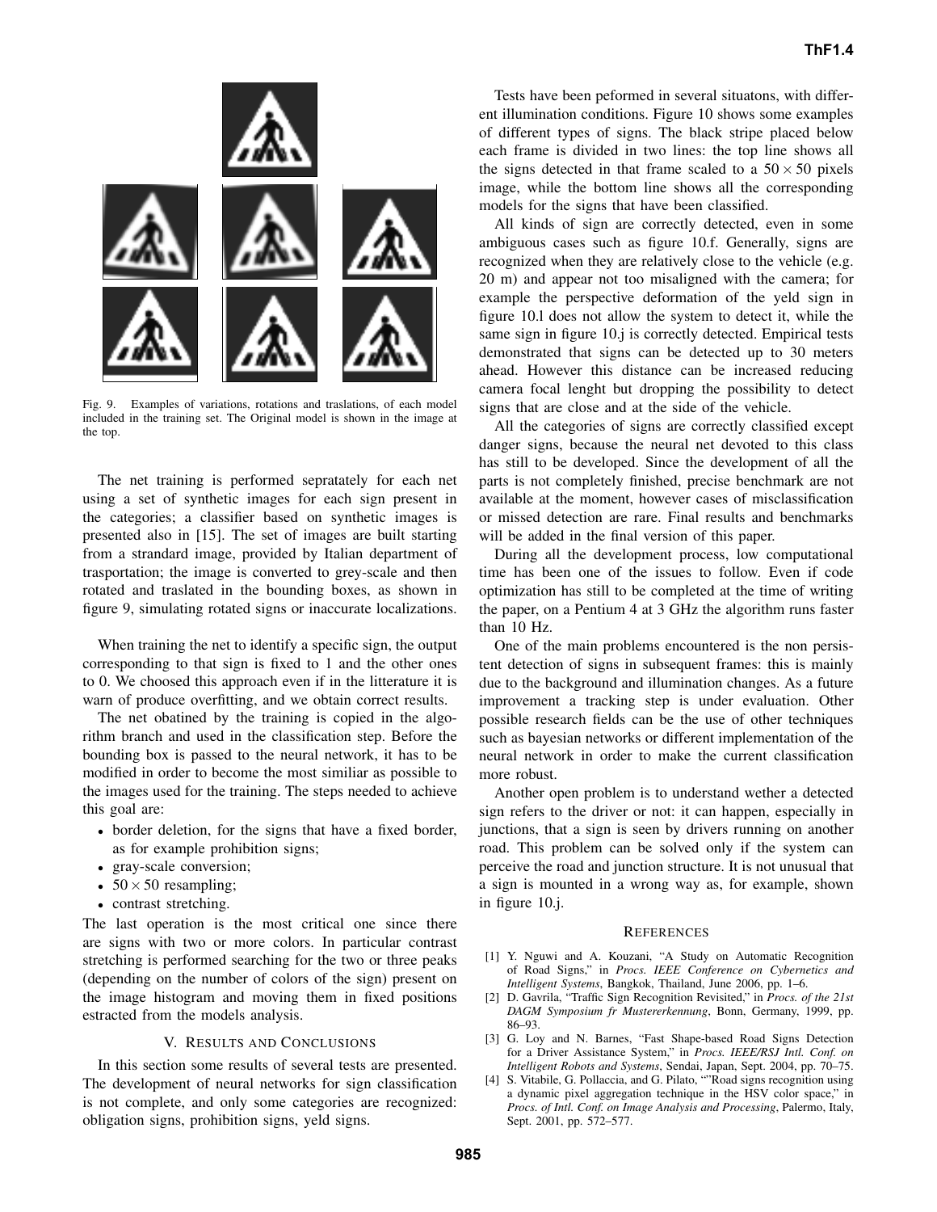Fig. 9. Examples of variations, rotations and traslations, of each model included in the training set. The Original model is shown in the image at the top.

The net training is performed sepratately for each net using a set of synthetic images for each sign present in the categories; a classifier based on synthetic images is presented also in [15]. The set of images are built starting from a strandard image, provided by Italian department of trasportation; the image is converted to grey-scale and then rotated and traslated in the bounding boxes, as shown in figure 9, simulating rotated signs or inaccurate localizations.

When training the net to identify a specific sign, the output corresponding to that sign is fixed to 1 and the other ones to 0. We choosed this approach even if in the litterature it is warn of produce overfitting, and we obtain correct results.

The net obatined by the training is copied in the algorithm branch and used in the classification step. Before the bounding box is passed to the neural network, it has to be modified in order to become the most similiar as possible to the images used for the training. The steps needed to achieve this goal are:

- border deletion, for the signs that have a fixed border, as for example prohibition signs;
- gray-scale conversion;
- $50 \times 50$ resampling;
- contrast stretching.

The last operation is the most critical one since there are signs with two or more colors. In particular contrast stretching is performed searching for the two or three peaks (depending on the number of colors of the sign) present on the image histogram and moving them in fixed positions estracted from the models analysis.

## V. Results and Conclusions

In this section some results of several tests are presented. The development of neural networks for sign classification is not complete, and only some categories are recognized: obligation signs, prohibition signs, yeld signs.

Tests have been peformed in several situatons, with different illumination conditions. Figure 10 shows some examples of different types of signs. The black stripe placed below each frame is divided in two lines: the top line shows all the signs detected in that frame scaled to a $50 \times 50$ pixels image, while the bottom line shows all the corresponding models for the signs that have been classified.

All kinds of sign are correctly detected, even in some ambiguous cases such as figure 10.f. Generally, signs are recognized when they are relatively close to the vehicle (e.g. 20 m) and appear not too misaligned with the camera; for example the perspective deformation of the yeld sign in figure 10.l does not allow the system to detect it, while the same sign in figure 10.j is correctly detected. Empirical tests demonstrated that signs can be detected up to 30 meters ahead. However this distance can be increased reducing camera focal lenght but dropping the possibility to detect signs that are close and at the side of the vehicle.

All the categories of signs are correctly classified except danger signs, because the neural net devoted to this class has still to be developed. Since the development of all the parts is not completely finished, precise benchmark are not available at the moment, however cases of misclassification or missed detection are rare. Final results and benchmarks will be added in the final version of this paper.

During all the development process, low computational time has been one of the issues to follow. Even if code optimization has still to be completed at the time of writing the paper, on a Pentium 4 at 3 GHz the algorithm runs faster than 10 Hz.

One of the main problems encountered is the non persistent detection of signs in subsequent frames: this is mainly due to the background and illumination changes. As a future improvement a tracking step is under evaluation. Other possible research fields can be the use of other techniques such as bayesian networks or different implementation of the neural network in order to make the current classification more robust.

Another open problem is to understand wether a detected sign refers to the driver or not: it can happen, especially in junctions, that a sign is seen by drivers running on another road. This problem can be solved only if the system can perceive the road and junction structure. It is not unusual that a sign is mounted in a wrong way as, for example, shown in figure 10.j.

## References

[1] Y. Nguwi and A. Kouzani, "A Study on Automatic Recognition of Road Signs," in *Procs. IEEE Conference on Cybernetics and Intelligent Systems*, Bangkok, Thailand, June 2006, pp. 1–6.

[2] D. Gavrila, "Traffic Sign Recognition Revisited," in *Procs. of the 21st DAGM Symposium fr Mustererkennung*, Bonn, Germany, 1999, pp. 86–93.

[3] G. Loy and N. Barnes, "Fast Shape-based Road Signs Detection for a Driver Assistance System," in *Procs. IEEE/RSJ Intl. Conf. on Intelligent Robots and Systems*, Sendai, Japan, Sept. 2004, pp. 70–75.

[4] S. Vitabile, G. Pollaccia, and G. Pilato, ""Road signs recognition using a dynamic pixel aggregation technique in the HSV color space," in *Procs. of Intl. Conf. on Image Analysis and Processing*, Palermo, Italy, Sept. 2001, pp. 572–577.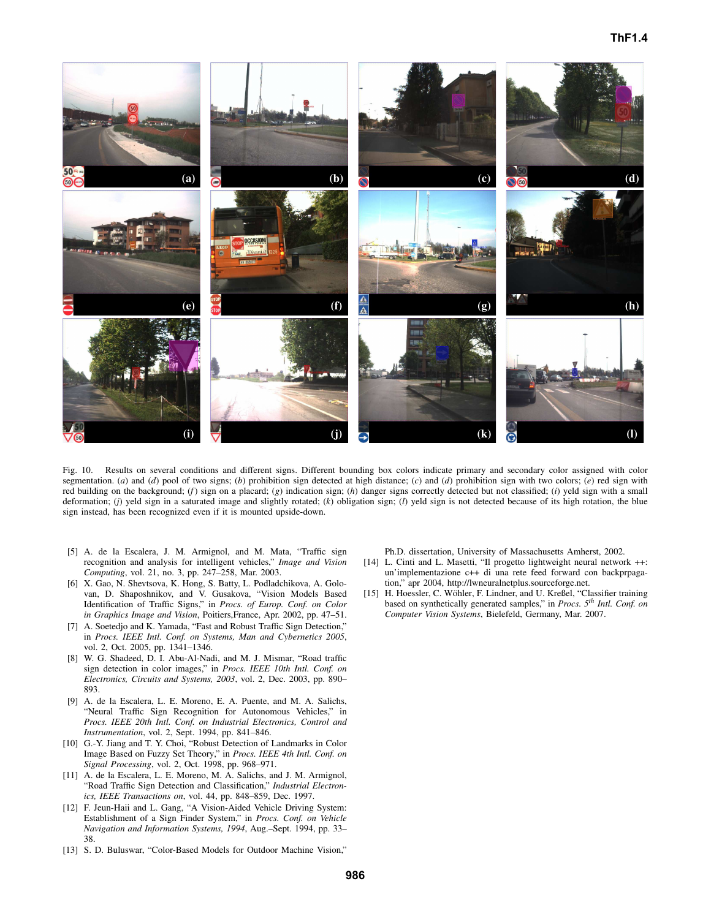Fig. 10. Results on several conditions and different signs. Different bounding box colors indicate primary and secondary color assigned with color segmentation. (*a*) and (*d*) pool of two signs; (*b*) prohibition sign detected at high distance; (*c*) and (*d*) prohibition sign with two colors; (*e*) red sign with red building on the background; (*f*) sign on a placard; (*g*) indication sign; (*h*) danger signs correctly detected but not classified; (*i*) yeld sign with a small deformation; (*j*) yeld sign in a saturated image and slightly rotated; (*k*) obligation sign; (*l*) yeld sign is not detected because of its high rotation, the blue sign instead, has been recognized even if it is mounted upside-down.

[5] A. de la Escalera, J. M. Armignol, and M. Mata, "Traffic sign recognition and analysis for intelligent vehicles," *Image and Vision Computing*, vol. 21, no. 3, pp. 247–258, Mar. 2003.

[6] X. Gao, N. Shevtsova, K. Hong, S. Batty, L. Podladchikova, A. Golovan, D. Shaposhnikov, and V. Gusakova, "Vision Models Based Identification of Traffic Signs," in *Procs. of Europ. Conf. on Color in Graphics Image and Vision*, Poitiers,France, Apr. 2002, pp. 47–51.

[7] A. Soetedjo and K. Yamada, "Fast and Robust Traffic Sign Detection," in *Procs. IEEE Intl. Conf. on Systems, Man and Cybernetics 2005*, vol. 2, Oct. 2005, pp. 1341–1346.

[8] W. G. Shadeed, D. I. Abu-Al-Nadi, and M. J. Mismar, "Road traffic sign detection in color images," in *Procs. IEEE 10th Intl. Conf. on Electronics, Circuits and Systems, 2003*, vol. 2, Dec. 2003, pp. 890–893.

[9] A. de la Escalera, L. E. Moreno, E. A. Puente, and M. A. Salichs, "Neural Traffic Sign Recognition for Autonomous Vehicles," in *Procs. IEEE 20th Intl. Conf. on Industrial Electronics, Control and Instrumentation*, vol. 2, Sept. 1994, pp. 841–846.

[10] G.-Y. Jiang and T. Y. Choi, "Robust Detection of Landmarks in Color Image Based on Fuzzy Set Theory," in *Procs. IEEE 4th Intl. Conf. on Signal Processing*, vol. 2, Oct. 1998, pp. 968–971.

[11] A. de la Escalera, L. E. Moreno, M. A. Salichs, and J. M. Armignol, "Road Traffic Sign Detection and Classification," *Industrial Electronics, IEEE Transactions on*, vol. 44, pp. 848–859, Dec. 1997.

[12] F. Jeun-Haii and L. Gang, "A Vision-Aided Vehicle Driving System: Establishment of a Sign Finder System," in *Procs. Conf. on Vehicle Navigation and Information Systems, 1994*, Aug.–Sept. 1994, pp. 33–38.

[13] S. D. Buluswar, "Color-Based Models for Outdoor Machine Vision," Ph.D. dissertation, University of Massachusetts Amherst, 2002.

[14] L. Cinti and L. Masetti, "Il progetto lightweight neural network ++: un'implementazione c++ di una rete feed forward con backprpagation," apr 2004, http://lwneuralnetplus.sourceforge.net.

[15] H. Hoessler, C. Wöhler, F. Lindner, and U. Kreßel, "Classifier training based on synthetically generated samples," in *Procs. 5th Intl. Conf. on Computer Vision Systems*, Bielefeld, Germany, Mar. 2007.